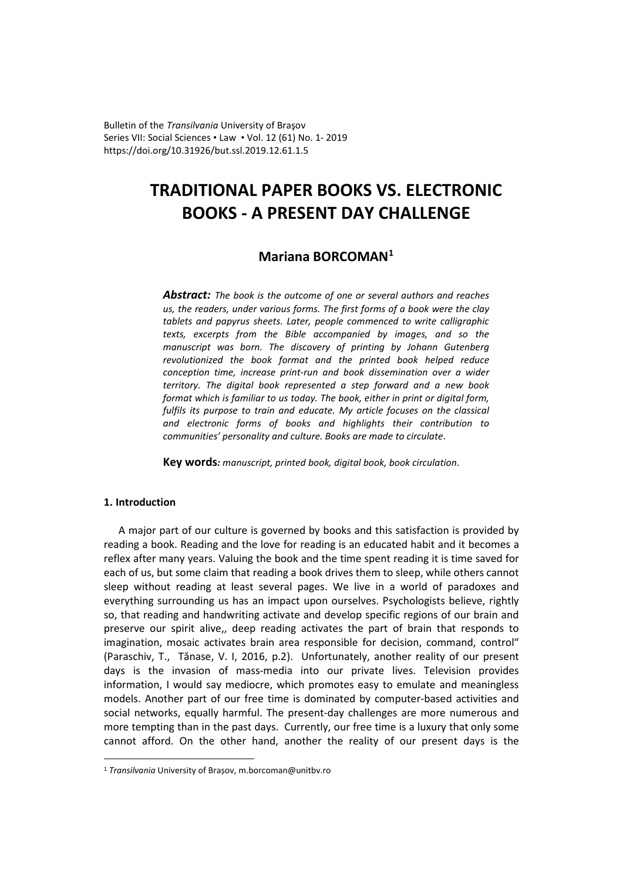Bulletin of the *Transilvania* University of Braşov
Series VII: Social Sciences • Law • Vol. 12 (61) No. 1- 2019
https://doi.org/10.31926/but.ssl.2019.12.61.1.5

# TRADITIONAL PAPER BOOKS VS. ELECTRONIC BOOKS - A PRESENT DAY CHALLENGE

## Mariana BORCOMAN[1]

***Abstract:*** *The book is the outcome of one or several authors and reaches us, the readers, under various forms. The first forms of a book were the clay tablets and papyrus sheets. Later, people commenced to write calligraphic texts, excerpts from the Bible accompanied by images, and so the manuscript was born. The discovery of printing by Johann Gutenberg revolutionized the book format and the printed book helped reduce conception time, increase print-run and book dissemination over a wider territory. The digital book represented a step forward and a new book format which is familiar to us today. The book, either in print or digital form, fulfils its purpose to train and educate. My article focuses on the classical and electronic forms of books and highlights their contribution to communities' personality and culture. Books are made to circulate.*

**Key words***: manuscript, printed book, digital book, book circulation*.

### 1. Introduction

A major part of our culture is governed by books and this satisfaction is provided by reading a book. Reading and the love for reading is an educated habit and it becomes a reflex after many years. Valuing the book and the time spent reading it is time saved for each of us, but some claim that reading a book drives them to sleep, while others cannot sleep without reading at least several pages. We live in a world of paradoxes and everything surrounding us has an impact upon ourselves. Psychologists believe, rightly so, that reading and handwriting activate and develop specific regions of our brain and preserve our spirit alive,, deep reading activates the part of brain that responds to imagination, mosaic activates brain area responsible for decision, command, control" (Paraschiv, T., Tănase, V. I, 2016, p.2). Unfortunately, another reality of our present days is the invasion of mass-media into our private lives. Television provides information, I would say mediocre, which promotes easy to emulate and meaningless models. Another part of our free time is dominated by computer-based activities and social networks, equally harmful. The present-day challenges are more numerous and more tempting than in the past days. Currently, our free time is a luxury that only some cannot afford. On the other hand, another the reality of our present days is the

---

[1] *Transilvania* University of Brașov, m.borcoman@unitbv.ro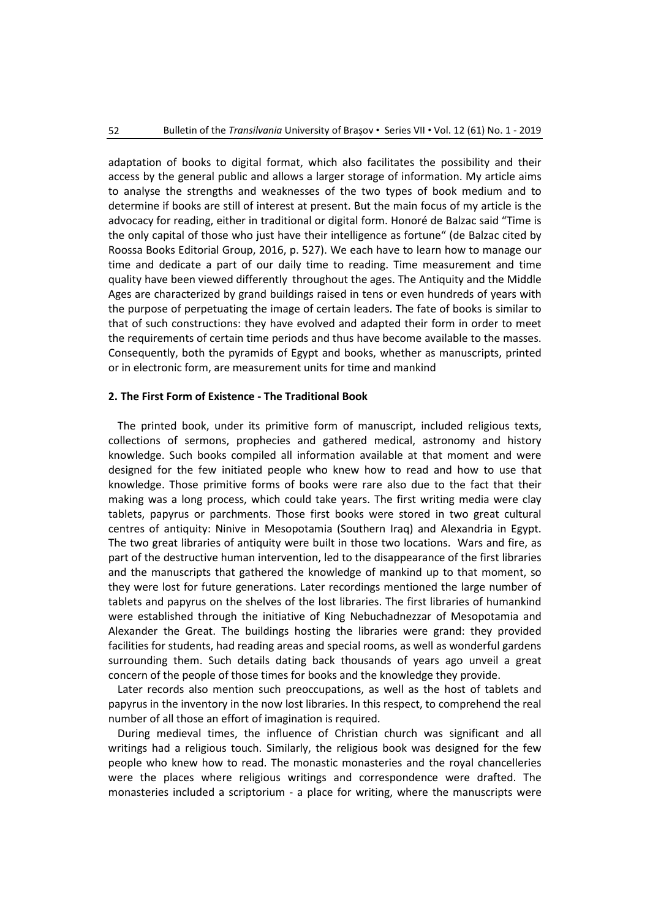adaptation of books to digital format, which also facilitates the possibility and their access by the general public and allows a larger storage of information. My article aims to analyse the strengths and weaknesses of the two types of book medium and to determine if books are still of interest at present. But the main focus of my article is the advocacy for reading, either in traditional or digital form. Honoré de Balzac said "Time is the only capital of those who just have their intelligence as fortune" (de Balzac cited by Roossa Books Editorial Group, 2016, p. 527). We each have to learn how to manage our time and dedicate a part of our daily time to reading. Time measurement and time quality have been viewed differently throughout the ages. The Antiquity and the Middle Ages are characterized by grand buildings raised in tens or even hundreds of years with the purpose of perpetuating the image of certain leaders. The fate of books is similar to that of such constructions: they have evolved and adapted their form in order to meet the requirements of certain time periods and thus have become available to the masses. Consequently, both the pyramids of Egypt and books, whether as manuscripts, printed or in electronic form, are measurement units for time and mankind

## 2. The First Form of Existence - The Traditional Book

The printed book, under its primitive form of manuscript, included religious texts, collections of sermons, prophecies and gathered medical, astronomy and history knowledge. Such books compiled all information available at that moment and were designed for the few initiated people who knew how to read and how to use that knowledge. Those primitive forms of books were rare also due to the fact that their making was a long process, which could take years. The first writing media were clay tablets, papyrus or parchments. Those first books were stored in two great cultural centres of antiquity: Ninive in Mesopotamia (Southern Iraq) and Alexandria in Egypt. The two great libraries of antiquity were built in those two locations. Wars and fire, as part of the destructive human intervention, led to the disappearance of the first libraries and the manuscripts that gathered the knowledge of mankind up to that moment, so they were lost for future generations. Later recordings mentioned the large number of tablets and papyrus on the shelves of the lost libraries. The first libraries of humankind were established through the initiative of King Nebuchadnezzar of Mesopotamia and Alexander the Great. The buildings hosting the libraries were grand: they provided facilities for students, had reading areas and special rooms, as well as wonderful gardens surrounding them. Such details dating back thousands of years ago unveil a great concern of the people of those times for books and the knowledge they provide.

Later records also mention such preoccupations, as well as the host of tablets and papyrus in the inventory in the now lost libraries. In this respect, to comprehend the real number of all those an effort of imagination is required.

During medieval times, the influence of Christian church was significant and all writings had a religious touch. Similarly, the religious book was designed for the few people who knew how to read. The monastic monasteries and the royal chancelleries were the places where religious writings and correspondence were drafted. The monasteries included a scriptorium - a place for writing, where the manuscripts were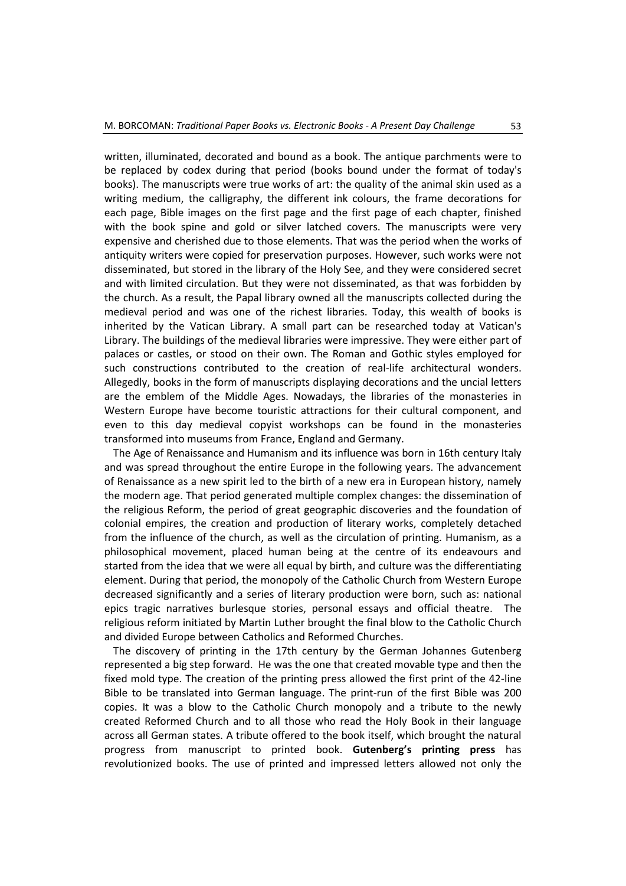written, illuminated, decorated and bound as a book. The antique parchments were to be replaced by codex during that period (books bound under the format of today's books). The manuscripts were true works of art: the quality of the animal skin used as a writing medium, the calligraphy, the different ink colours, the frame decorations for each page, Bible images on the first page and the first page of each chapter, finished with the book spine and gold or silver latched covers. The manuscripts were very expensive and cherished due to those elements. That was the period when the works of antiquity writers were copied for preservation purposes. However, such works were not disseminated, but stored in the library of the Holy See, and they were considered secret and with limited circulation. But they were not disseminated, as that was forbidden by the church. As a result, the Papal library owned all the manuscripts collected during the medieval period and was one of the richest libraries. Today, this wealth of books is inherited by the Vatican Library. A small part can be researched today at Vatican's Library. The buildings of the medieval libraries were impressive. They were either part of palaces or castles, or stood on their own. The Roman and Gothic styles employed for such constructions contributed to the creation of real-life architectural wonders. Allegedly, books in the form of manuscripts displaying decorations and the uncial letters are the emblem of the Middle Ages. Nowadays, the libraries of the monasteries in Western Europe have become touristic attractions for their cultural component, and even to this day medieval copyist workshops can be found in the monasteries transformed into museums from France, England and Germany.

The Age of Renaissance and Humanism and its influence was born in 16th century Italy and was spread throughout the entire Europe in the following years. The advancement of Renaissance as a new spirit led to the birth of a new era in European history, namely the modern age. That period generated multiple complex changes: the dissemination of the religious Reform, the period of great geographic discoveries and the foundation of colonial empires, the creation and production of literary works, completely detached from the influence of the church, as well as the circulation of printing. Humanism, as a philosophical movement, placed human being at the centre of its endeavours and started from the idea that we were all equal by birth, and culture was the differentiating element. During that period, the monopoly of the Catholic Church from Western Europe decreased significantly and a series of literary production were born, such as: national epics tragic narratives burlesque stories, personal essays and official theatre. The religious reform initiated by Martin Luther brought the final blow to the Catholic Church and divided Europe between Catholics and Reformed Churches.

The discovery of printing in the 17th century by the German Johannes Gutenberg represented a big step forward. He was the one that created movable type and then the fixed mold type. The creation of the printing press allowed the first print of the 42-line Bible to be translated into German language. The print-run of the first Bible was 200 copies. It was a blow to the Catholic Church monopoly and a tribute to the newly created Reformed Church and to all those who read the Holy Book in their language across all German states. A tribute offered to the book itself, which brought the natural progress from manuscript to printed book. **Gutenberg's printing press** has revolutionized books. The use of printed and impressed letters allowed not only the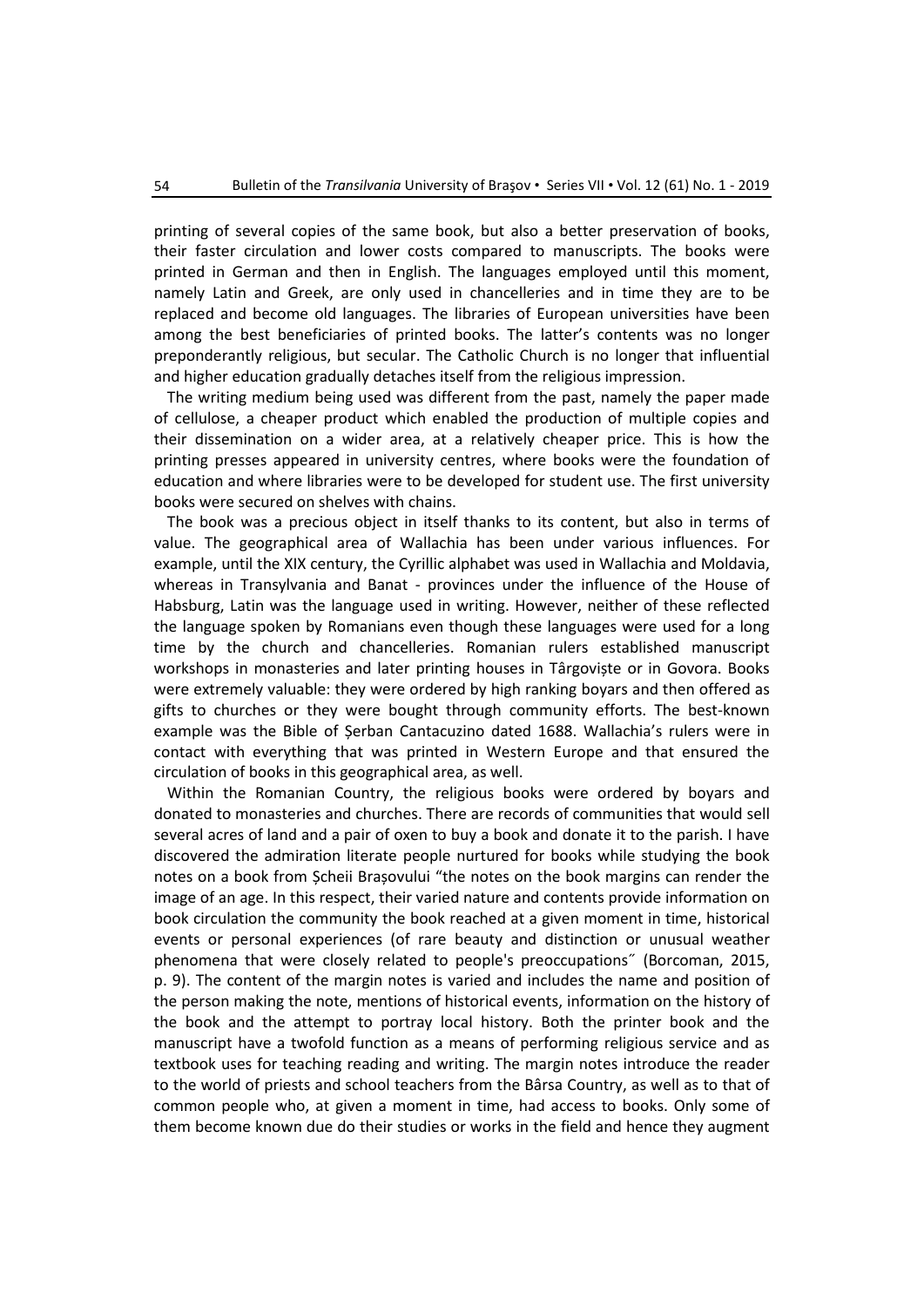printing of several copies of the same book, but also a better preservation of books, their faster circulation and lower costs compared to manuscripts. The books were printed in German and then in English. The languages employed until this moment, namely Latin and Greek, are only used in chancelleries and in time they are to be replaced and become old languages. The libraries of European universities have been among the best beneficiaries of printed books. The latter's contents was no longer preponderantly religious, but secular. The Catholic Church is no longer that influential and higher education gradually detaches itself from the religious impression.

The writing medium being used was different from the past, namely the paper made of cellulose, a cheaper product which enabled the production of multiple copies and their dissemination on a wider area, at a relatively cheaper price. This is how the printing presses appeared in university centres, where books were the foundation of education and where libraries were to be developed for student use. The first university books were secured on shelves with chains.

The book was a precious object in itself thanks to its content, but also in terms of value. The geographical area of Wallachia has been under various influences. For example, until the XIX century, the Cyrillic alphabet was used in Wallachia and Moldavia, whereas in Transylvania and Banat - provinces under the influence of the House of Habsburg, Latin was the language used in writing. However, neither of these reflected the language spoken by Romanians even though these languages were used for a long time by the church and chancelleries. Romanian rulers established manuscript workshops in monasteries and later printing houses in Târgoviște or in Govora. Books were extremely valuable: they were ordered by high ranking boyars and then offered as gifts to churches or they were bought through community efforts. The best-known example was the Bible of Șerban Cantacuzino dated 1688. Wallachia's rulers were in contact with everything that was printed in Western Europe and that ensured the circulation of books in this geographical area, as well.

Within the Romanian Country, the religious books were ordered by boyars and donated to monasteries and churches. There are records of communities that would sell several acres of land and a pair of oxen to buy a book and donate it to the parish. I have discovered the admiration literate people nurtured for books while studying the book notes on a book from Șcheii Brașovului "the notes on the book margins can render the image of an age. In this respect, their varied nature and contents provide information on book circulation the community the book reached at a given moment in time, historical events or personal experiences (of rare beauty and distinction or unusual weather phenomena that were closely related to people's preoccupations˝ (Borcoman, 2015, p. 9). The content of the margin notes is varied and includes the name and position of the person making the note, mentions of historical events, information on the history of the book and the attempt to portray local history. Both the printer book and the manuscript have a twofold function as a means of performing religious service and as textbook uses for teaching reading and writing. The margin notes introduce the reader to the world of priests and school teachers from the Bârsa Country, as well as to that of common people who, at given a moment in time, had access to books. Only some of them become known due do their studies or works in the field and hence they augment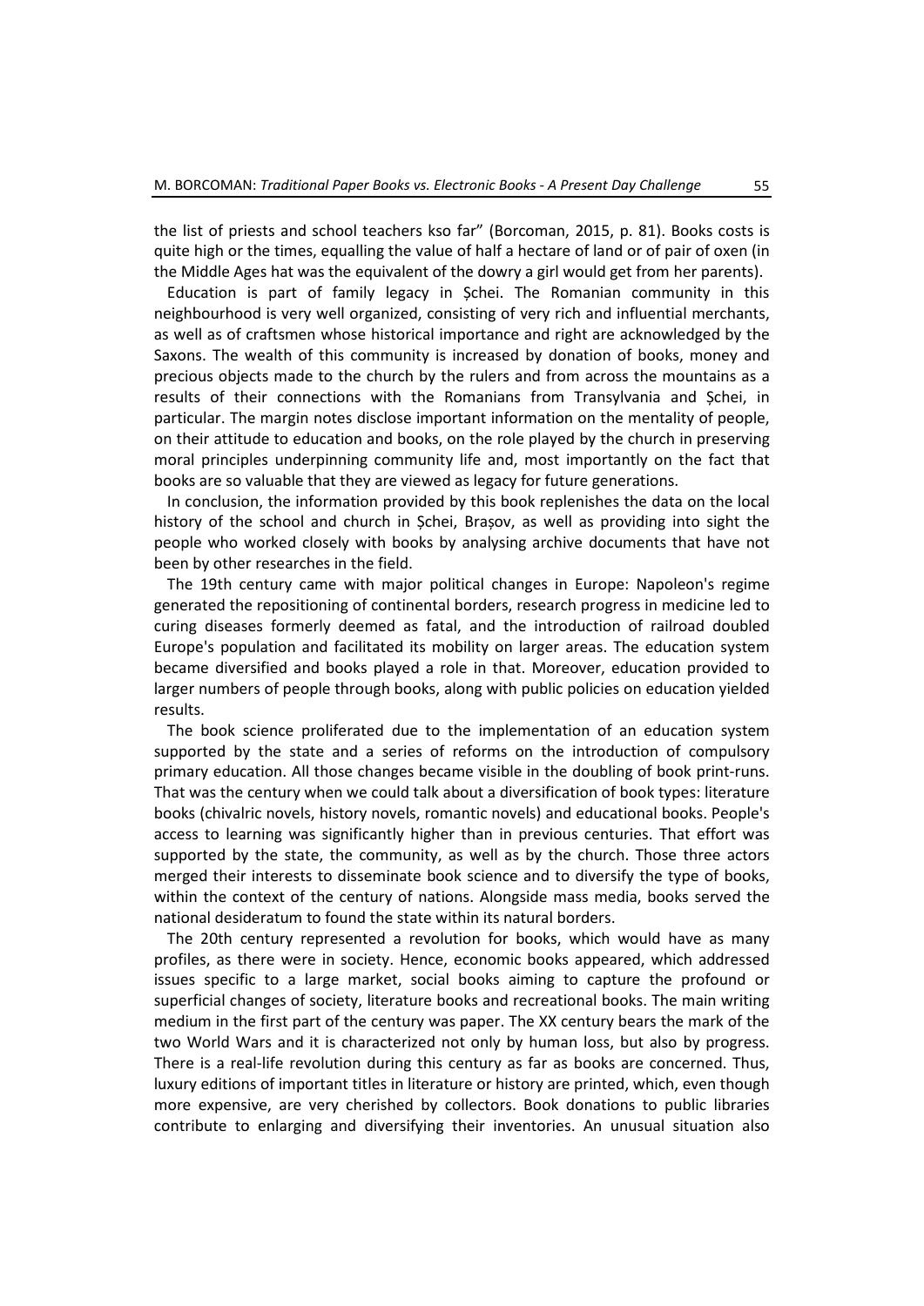the list of priests and school teachers kso far" (Borcoman, 2015, p. 81). Books costs is quite high or the times, equalling the value of half a hectare of land or of pair of oxen (in the Middle Ages hat was the equivalent of the dowry a girl would get from her parents).

Education is part of family legacy in Șchei. The Romanian community in this neighbourhood is very well organized, consisting of very rich and influential merchants, as well as of craftsmen whose historical importance and right are acknowledged by the Saxons. The wealth of this community is increased by donation of books, money and precious objects made to the church by the rulers and from across the mountains as a results of their connections with the Romanians from Transylvania and Șchei, in particular. The margin notes disclose important information on the mentality of people, on their attitude to education and books, on the role played by the church in preserving moral principles underpinning community life and, most importantly on the fact that books are so valuable that they are viewed as legacy for future generations.

In conclusion, the information provided by this book replenishes the data on the local history of the school and church in Șchei, Brașov, as well as providing into sight the people who worked closely with books by analysing archive documents that have not been by other researches in the field.

The 19th century came with major political changes in Europe: Napoleon's regime generated the repositioning of continental borders, research progress in medicine led to curing diseases formerly deemed as fatal, and the introduction of railroad doubled Europe's population and facilitated its mobility on larger areas. The education system became diversified and books played a role in that. Moreover, education provided to larger numbers of people through books, along with public policies on education yielded results.

The book science proliferated due to the implementation of an education system supported by the state and a series of reforms on the introduction of compulsory primary education. All those changes became visible in the doubling of book print-runs. That was the century when we could talk about a diversification of book types: literature books (chivalric novels, history novels, romantic novels) and educational books. People's access to learning was significantly higher than in previous centuries. That effort was supported by the state, the community, as well as by the church. Those three actors merged their interests to disseminate book science and to diversify the type of books, within the context of the century of nations. Alongside mass media, books served the national desideratum to found the state within its natural borders.

The 20th century represented a revolution for books, which would have as many profiles, as there were in society. Hence, economic books appeared, which addressed issues specific to a large market, social books aiming to capture the profound or superficial changes of society, literature books and recreational books. The main writing medium in the first part of the century was paper. The XX century bears the mark of the two World Wars and it is characterized not only by human loss, but also by progress. There is a real-life revolution during this century as far as books are concerned. Thus, luxury editions of important titles in literature or history are printed, which, even though more expensive, are very cherished by collectors. Book donations to public libraries contribute to enlarging and diversifying their inventories. An unusual situation also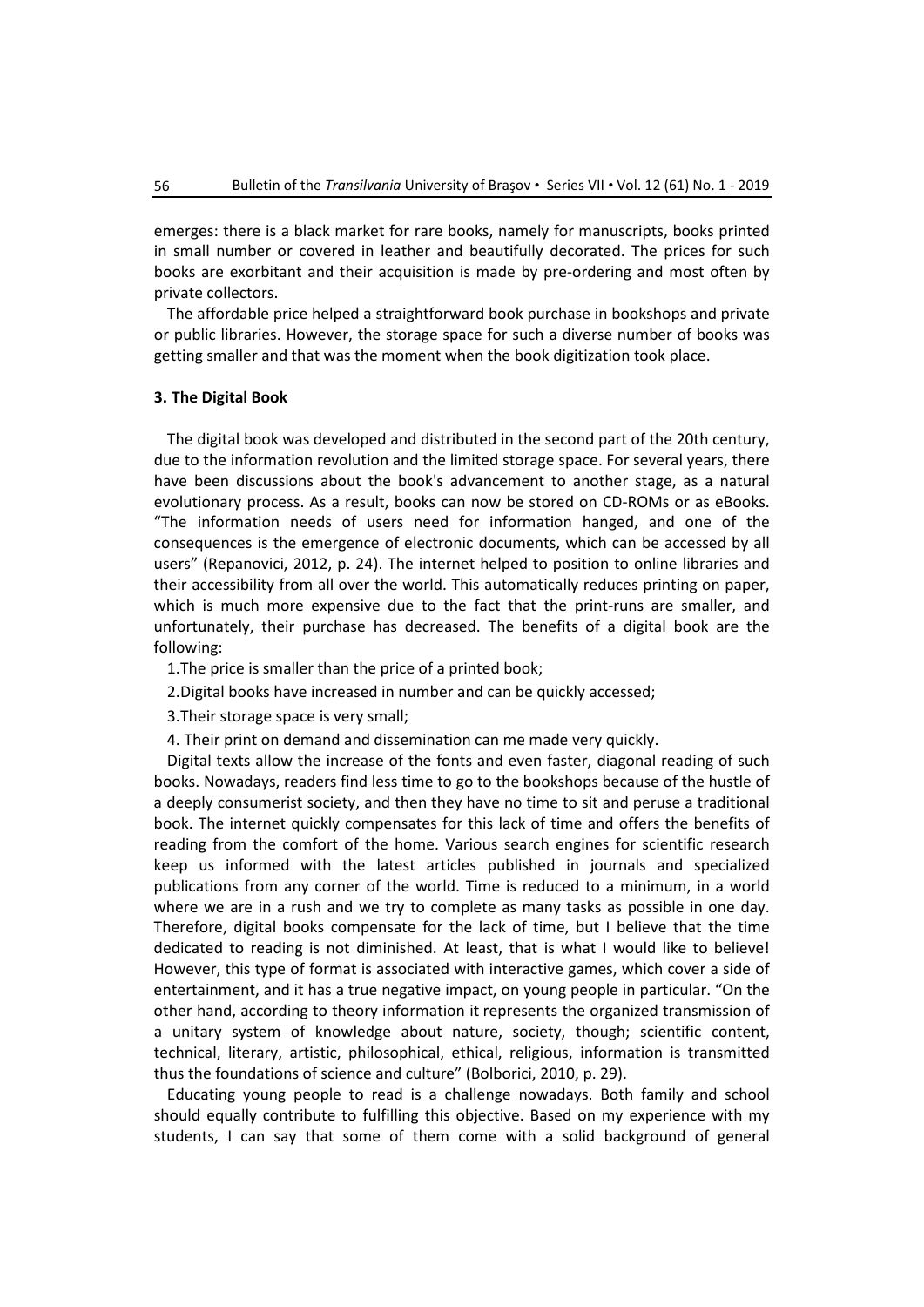emerges: there is a black market for rare books, namely for manuscripts, books printed in small number or covered in leather and beautifully decorated. The prices for such books are exorbitant and their acquisition is made by pre-ordering and most often by private collectors.

The affordable price helped a straightforward book purchase in bookshops and private or public libraries. However, the storage space for such a diverse number of books was getting smaller and that was the moment when the book digitization took place.

### 3. The Digital Book

The digital book was developed and distributed in the second part of the 20th century, due to the information revolution and the limited storage space. For several years, there have been discussions about the book's advancement to another stage, as a natural evolutionary process. As a result, books can now be stored on CD-ROMs or as eBooks. "The information needs of users need for information hanged, and one of the consequences is the emergence of electronic documents, which can be accessed by all users" (Repanovici, 2012, p. 24). The internet helped to position to online libraries and their accessibility from all over the world. This automatically reduces printing on paper, which is much more expensive due to the fact that the print-runs are smaller, and unfortunately, their purchase has decreased. The benefits of a digital book are the following:

1. The price is smaller than the price of a printed book;
2. Digital books have increased in number and can be quickly accessed;
3. Their storage space is very small;
4. Their print on demand and dissemination can me made very quickly.

Digital texts allow the increase of the fonts and even faster, diagonal reading of such books. Nowadays, readers find less time to go to the bookshops because of the hustle of a deeply consumerist society, and then they have no time to sit and peruse a traditional book. The internet quickly compensates for this lack of time and offers the benefits of reading from the comfort of the home. Various search engines for scientific research keep us informed with the latest articles published in journals and specialized publications from any corner of the world. Time is reduced to a minimum, in a world where we are in a rush and we try to complete as many tasks as possible in one day. Therefore, digital books compensate for the lack of time, but I believe that the time dedicated to reading is not diminished. At least, that is what I would like to believe! However, this type of format is associated with interactive games, which cover a side of entertainment, and it has a true negative impact, on young people in particular. "On the other hand, according to theory information it represents the organized transmission of a unitary system of knowledge about nature, society, though; scientific content, technical, literary, artistic, philosophical, ethical, religious, information is transmitted thus the foundations of science and culture" (Bolborici, 2010, p. 29).

Educating young people to read is a challenge nowadays. Both family and school should equally contribute to fulfilling this objective. Based on my experience with my students, I can say that some of them come with a solid background of general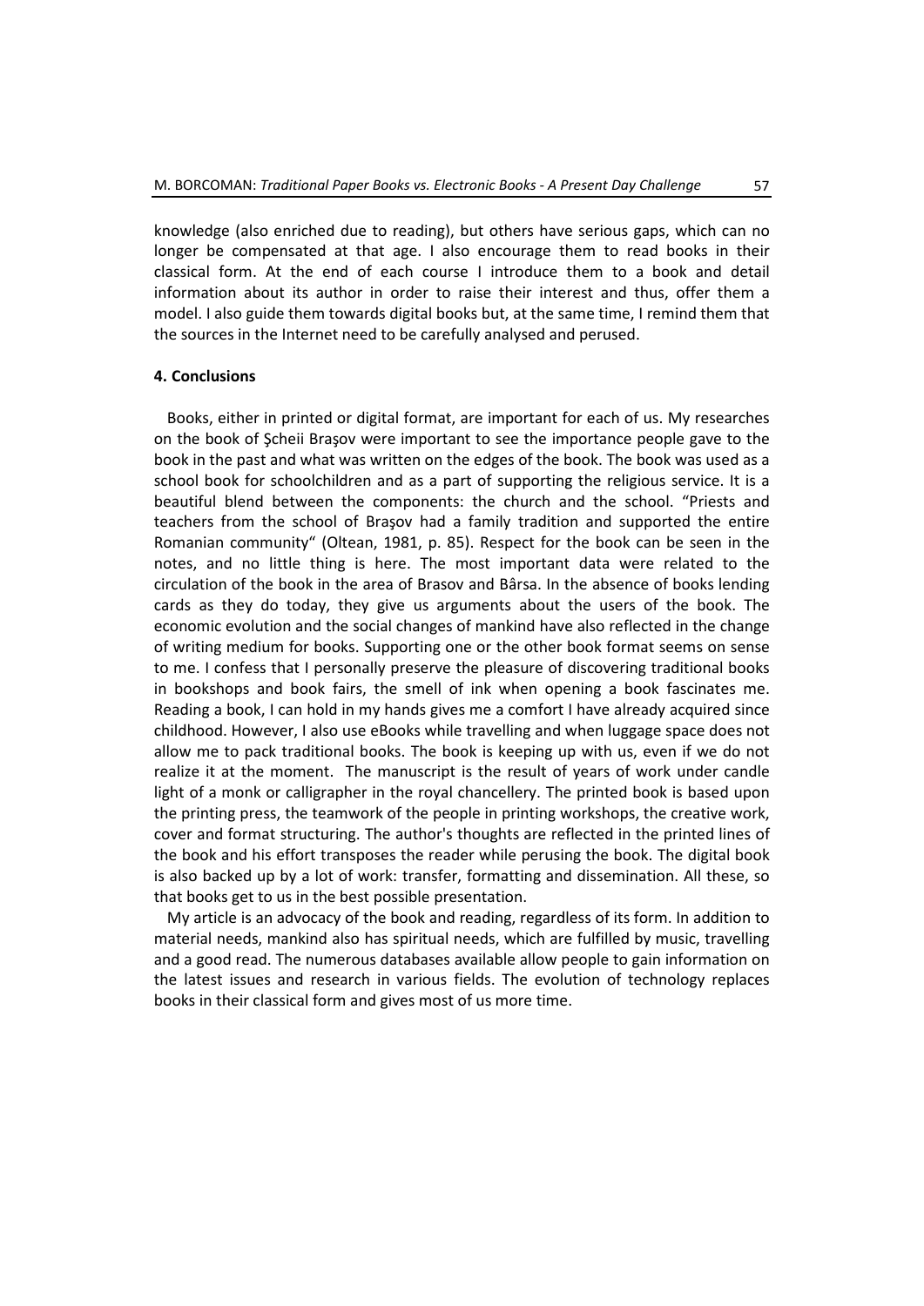knowledge (also enriched due to reading), but others have serious gaps, which can no longer be compensated at that age. I also encourage them to read books in their classical form. At the end of each course I introduce them to a book and detail information about its author in order to raise their interest and thus, offer them a model. I also guide them towards digital books but, at the same time, I remind them that the sources in the Internet need to be carefully analysed and perused.

## 4. Conclusions

Books, either in printed or digital format, are important for each of us. My researches on the book of Şcheii Braşov were important to see the importance people gave to the book in the past and what was written on the edges of the book. The book was used as a school book for schoolchildren and as a part of supporting the religious service. It is a beautiful blend between the components: the church and the school. "Priests and teachers from the school of Braşov had a family tradition and supported the entire Romanian community" (Oltean, 1981, p. 85). Respect for the book can be seen in the notes, and no little thing is here. The most important data were related to the circulation of the book in the area of Brasov and Bârsa. In the absence of books lending cards as they do today, they give us arguments about the users of the book. The economic evolution and the social changes of mankind have also reflected in the change of writing medium for books. Supporting one or the other book format seems on sense to me. I confess that I personally preserve the pleasure of discovering traditional books in bookshops and book fairs, the smell of ink when opening a book fascinates me. Reading a book, I can hold in my hands gives me a comfort I have already acquired since childhood. However, I also use eBooks while travelling and when luggage space does not allow me to pack traditional books. The book is keeping up with us, even if we do not realize it at the moment. The manuscript is the result of years of work under candle light of a monk or calligrapher in the royal chancellery. The printed book is based upon the printing press, the teamwork of the people in printing workshops, the creative work, cover and format structuring. The author's thoughts are reflected in the printed lines of the book and his effort transposes the reader while perusing the book. The digital book is also backed up by a lot of work: transfer, formatting and dissemination. All these, so that books get to us in the best possible presentation.

My article is an advocacy of the book and reading, regardless of its form. In addition to material needs, mankind also has spiritual needs, which are fulfilled by music, travelling and a good read. The numerous databases available allow people to gain information on the latest issues and research in various fields. The evolution of technology replaces books in their classical form and gives most of us more time.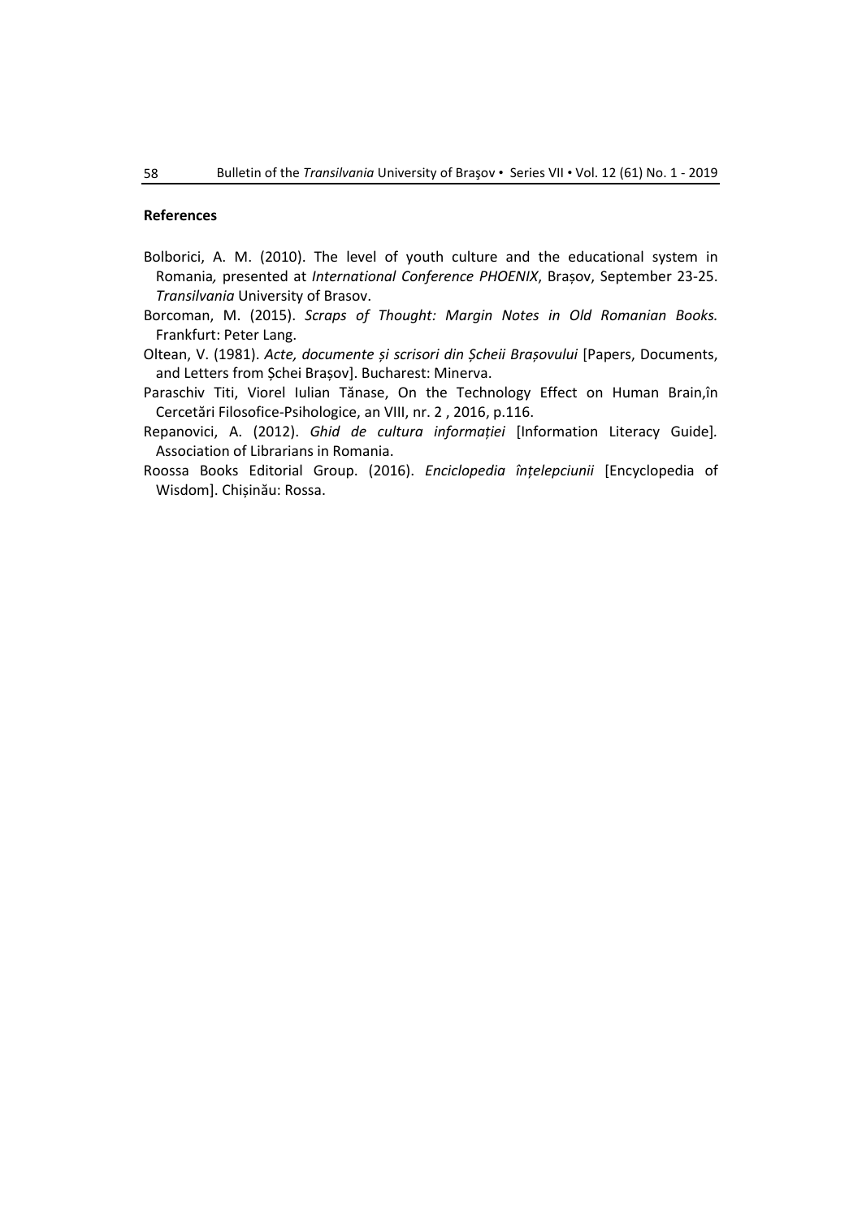**References**

Bolborici, A. M. (2010). The level of youth culture and the educational system in Romania*,* presented at *International Conference PHOENIX*, Brașov, September 23-25. *Transilvania* University of Brasov.

Borcoman, M. (2015). *Scraps of Thought: Margin Notes in Old Romanian Books.* Frankfurt: Peter Lang.

Oltean, V. (1981). *Acte, documente și scrisori din Șcheii Brașovului* [Papers, Documents, and Letters from Șchei Brașov]. Bucharest: Minerva.

Paraschiv Titi, Viorel Iulian Tănase, On the Technology Effect on Human Brain,în Cercetări Filosofice-Psihologice, an VIII, nr. 2 , 2016, p.116.

Repanovici, A. (2012). *Ghid de cultura informației* [Information Literacy Guide]*.* Association of Librarians in Romania.

Roossa Books Editorial Group. (2016). *Enciclopedia înțelepciunii* [Encyclopedia of Wisdom]. Chișinău: Rossa.